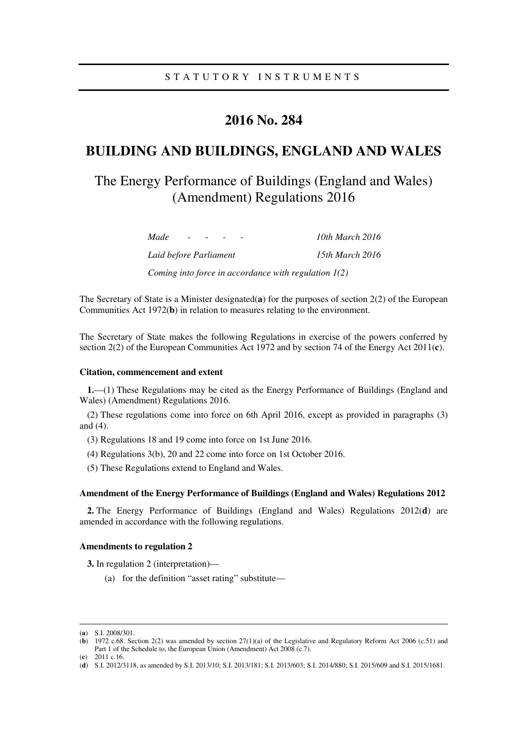STATUTORY INSTRUMENTS

# 2016 No. 284

## BUILDING AND BUILDINGS, ENGLAND AND WALES

## The Energy Performance of Buildings (England and Wales) (Amendment) Regulations 2016

*Made - - - - 10th March 2016*

*Laid before Parliament 15th March 2016*

*Coming into force in accordance with regulation 1(2)*

The Secretary of State is a Minister designated(**a**) for the purposes of section 2(2) of the European Communities Act 1972(**b**) in relation to measures relating to the environment.

The Secretary of State makes the following Regulations in exercise of the powers conferred by section 2(2) of the European Communities Act 1972 and by section 74 of the Energy Act 2011(**c**).

### Citation, commencement and extent

**1.**—(1) These Regulations may be cited as the Energy Performance of Buildings (England and Wales) (Amendment) Regulations 2016.

(2) These regulations come into force on 6th April 2016, except as provided in paragraphs (3) and (4).

(3) Regulations 18 and 19 come into force on 1st June 2016.

(4) Regulations 3(b), 20 and 22 come into force on 1st October 2016.

(5) These Regulations extend to England and Wales.

### Amendment of the Energy Performance of Buildings (England and Wales) Regulations 2012

**2.** The Energy Performance of Buildings (England and Wales) Regulations 2012(**d**) are amended in accordance with the following regulations.

### Amendments to regulation 2

**3.** In regulation 2 (interpretation)—

(a) for the definition "asset rating" substitute—

---

(**a**) S.I. 2008/301.

(**b**) 1972 c.68. Section 2(2) was amended by section 27(1)(a) of the Legislative and Regulatory Reform Act 2006 (c.51) and Part 1 of the Schedule to, the European Union (Amendment) Act 2008 (c.7).

(**c**) 2011 c.16.

(**d**) S.I. 2012/3118, as amended by S.I. 2013/10; S.I. 2013/181; S.I. 2013/603; S.I. 2014/880; S.I. 2015/609 and S.I. 2015/1681.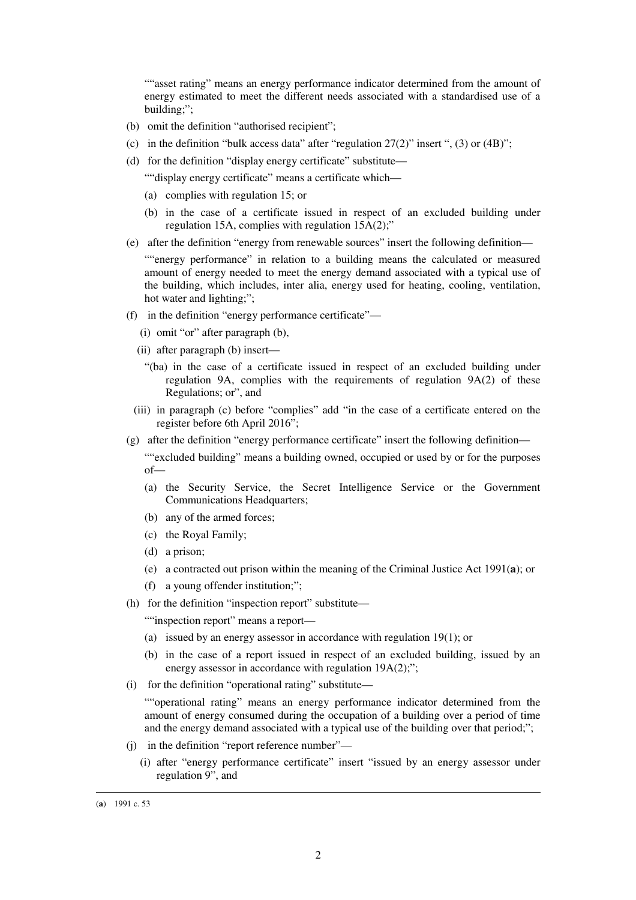""asset rating" means an energy performance indicator determined from the amount of energy estimated to meet the different needs associated with a standardised use of a building;";

(b) omit the definition "authorised recipient";

(c) in the definition "bulk access data" after "regulation 27(2)" insert ", (3) or (4B)";

(d) for the definition "display energy certificate" substitute—

""display energy certificate" means a certificate which—

(a) complies with regulation 15; or

(b) in the case of a certificate issued in respect of an excluded building under regulation 15A, complies with regulation 15A(2);"

(e) after the definition "energy from renewable sources" insert the following definition—

""energy performance" in relation to a building means the calculated or measured amount of energy needed to meet the energy demand associated with a typical use of the building, which includes, inter alia, energy used for heating, cooling, ventilation, hot water and lighting;";

(f) in the definition "energy performance certificate"—

(i) omit "or" after paragraph (b),

(ii) after paragraph (b) insert—

"(ba) in the case of a certificate issued in respect of an excluded building under regulation 9A, complies with the requirements of regulation 9A(2) of these Regulations; or", and

(iii) in paragraph (c) before "complies" add "in the case of a certificate entered on the register before 6th April 2016";

(g) after the definition "energy performance certificate" insert the following definition—

""excluded building" means a building owned, occupied or used by or for the purposes of—

(a) the Security Service, the Secret Intelligence Service or the Government Communications Headquarters;

(b) any of the armed forces;

(c) the Royal Family;

(d) a prison;

(e) a contracted out prison within the meaning of the Criminal Justice Act 1991(**a**); or

(f) a young offender institution;";

(h) for the definition "inspection report" substitute—

""inspection report" means a report—

(a) issued by an energy assessor in accordance with regulation 19(1); or

(b) in the case of a report issued in respect of an excluded building, issued by an energy assessor in accordance with regulation 19A(2);";

(i) for the definition "operational rating" substitute—

""operational rating" means an energy performance indicator determined from the amount of energy consumed during the occupation of a building over a period of time and the energy demand associated with a typical use of the building over that period;";

(j) in the definition "report reference number"—

(i) after "energy performance certificate" insert "issued by an energy assessor under regulation 9", and

(**a**) 1991 c. 53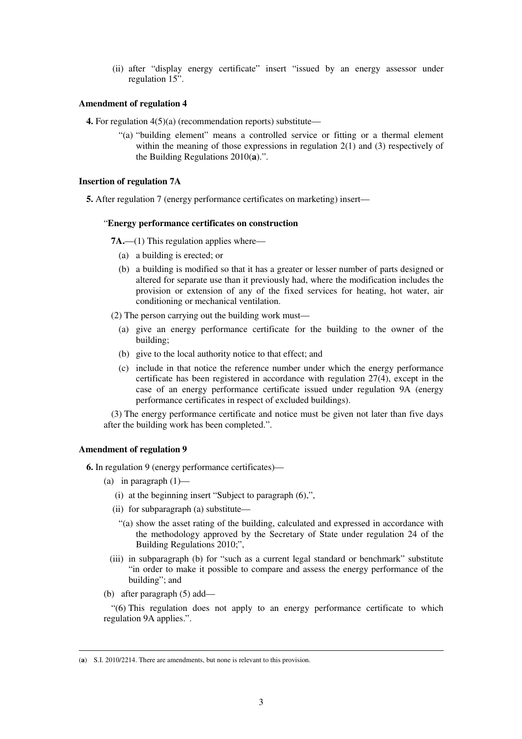(ii) after "display energy certificate" insert "issued by an energy assessor under regulation 15".

**Amendment of regulation 4**

**4.** For regulation 4(5)(a) (recommendation reports) substitute—

"(a) "building element" means a controlled service or fitting or a thermal element within the meaning of those expressions in regulation 2(1) and (3) respectively of the Building Regulations 2010(**a**).".

**Insertion of regulation 7A**

**5.** After regulation 7 (energy performance certificates on marketing) insert—

"**Energy performance certificates on construction**

**7A.**—(1) This regulation applies where—

(a) a building is erected; or

(b) a building is modified so that it has a greater or lesser number of parts designed or altered for separate use than it previously had, where the modification includes the provision or extension of any of the fixed services for heating, hot water, air conditioning or mechanical ventilation.

(2) The person carrying out the building work must—

(a) give an energy performance certificate for the building to the owner of the building;

(b) give to the local authority notice to that effect; and

(c) include in that notice the reference number under which the energy performance certificate has been registered in accordance with regulation 27(4), except in the case of an energy performance certificate issued under regulation 9A (energy performance certificates in respect of excluded buildings).

(3) The energy performance certificate and notice must be given not later than five days after the building work has been completed.".

**Amendment of regulation 9**

**6.** In regulation 9 (energy performance certificates)—

(a) in paragraph (1)—

(i) at the beginning insert "Subject to paragraph (6),",

(ii) for subparagraph (a) substitute—

"(a) show the asset rating of the building, calculated and expressed in accordance with the methodology approved by the Secretary of State under regulation 24 of the Building Regulations 2010;",

(iii) in subparagraph (b) for "such as a current legal standard or benchmark" substitute "in order to make it possible to compare and assess the energy performance of the building"; and

(b) after paragraph (5) add—

"(6) This regulation does not apply to an energy performance certificate to which regulation 9A applies.".

---

(**a**) S.I. 2010/2214. There are amendments, but none is relevant to this provision.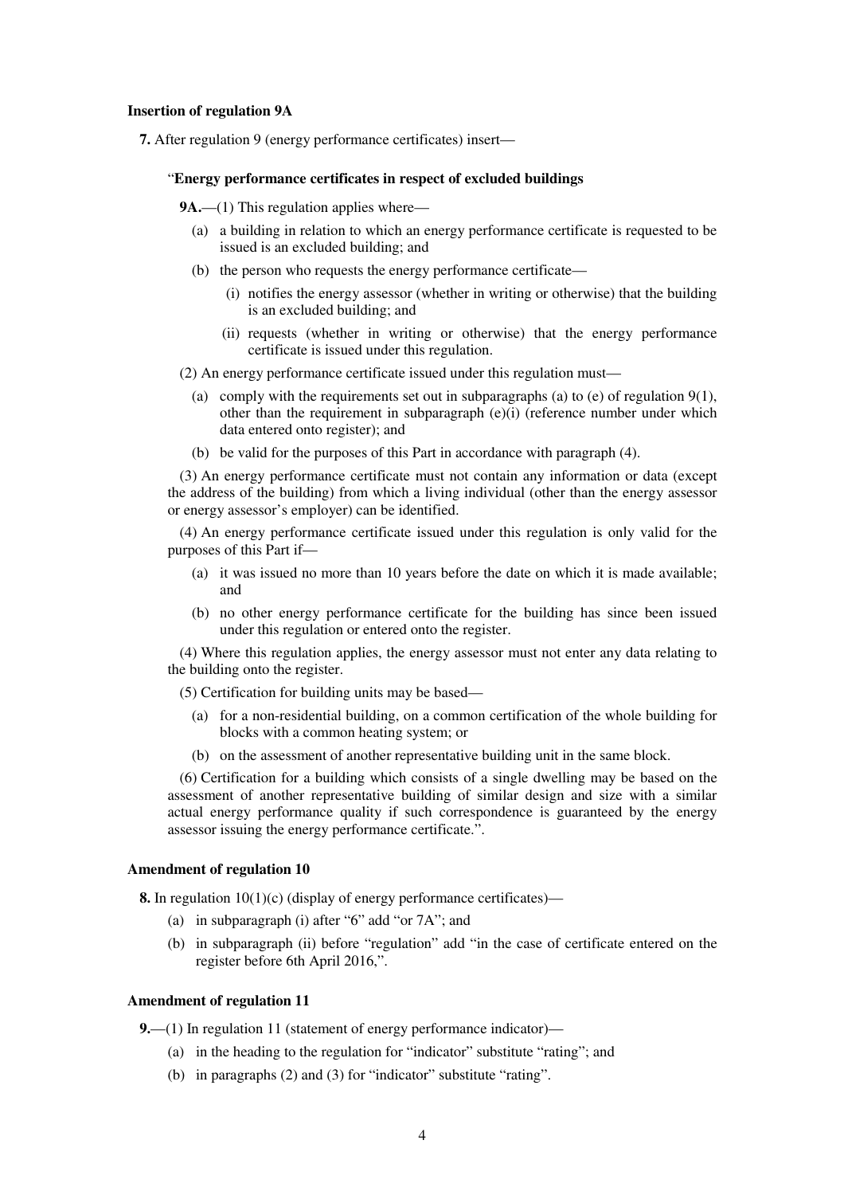**Insertion of regulation 9A**

**7.** After regulation 9 (energy performance certificates) insert—

"**Energy performance certificates in respect of excluded buildings**

**9A.**—(1) This regulation applies where—

(a) a building in relation to which an energy performance certificate is requested to be issued is an excluded building; and

(b) the person who requests the energy performance certificate—

(i) notifies the energy assessor (whether in writing or otherwise) that the building is an excluded building; and

(ii) requests (whether in writing or otherwise) that the energy performance certificate is issued under this regulation.

(2) An energy performance certificate issued under this regulation must—

(a) comply with the requirements set out in subparagraphs (a) to (e) of regulation 9(1), other than the requirement in subparagraph (e)(i) (reference number under which data entered onto register); and

(b) be valid for the purposes of this Part in accordance with paragraph (4).

(3) An energy performance certificate must not contain any information or data (except the address of the building) from which a living individual (other than the energy assessor or energy assessor's employer) can be identified.

(4) An energy performance certificate issued under this regulation is only valid for the purposes of this Part if—

(a) it was issued no more than 10 years before the date on which it is made available; and

(b) no other energy performance certificate for the building has since been issued under this regulation or entered onto the register.

(4) Where this regulation applies, the energy assessor must not enter any data relating to the building onto the register.

(5) Certification for building units may be based—

(a) for a non-residential building, on a common certification of the whole building for blocks with a common heating system; or

(b) on the assessment of another representative building unit in the same block.

(6) Certification for a building which consists of a single dwelling may be based on the assessment of another representative building of similar design and size with a similar actual energy performance quality if such correspondence is guaranteed by the energy assessor issuing the energy performance certificate.".

**Amendment of regulation 10**

**8.** In regulation 10(1)(c) (display of energy performance certificates)—

(a) in subparagraph (i) after "6" add "or 7A"; and

(b) in subparagraph (ii) before "regulation" add "in the case of certificate entered on the register before 6th April 2016,".

**Amendment of regulation 11**

**9.**—(1) In regulation 11 (statement of energy performance indicator)—

(a) in the heading to the regulation for "indicator" substitute "rating"; and

(b) in paragraphs (2) and (3) for "indicator" substitute "rating".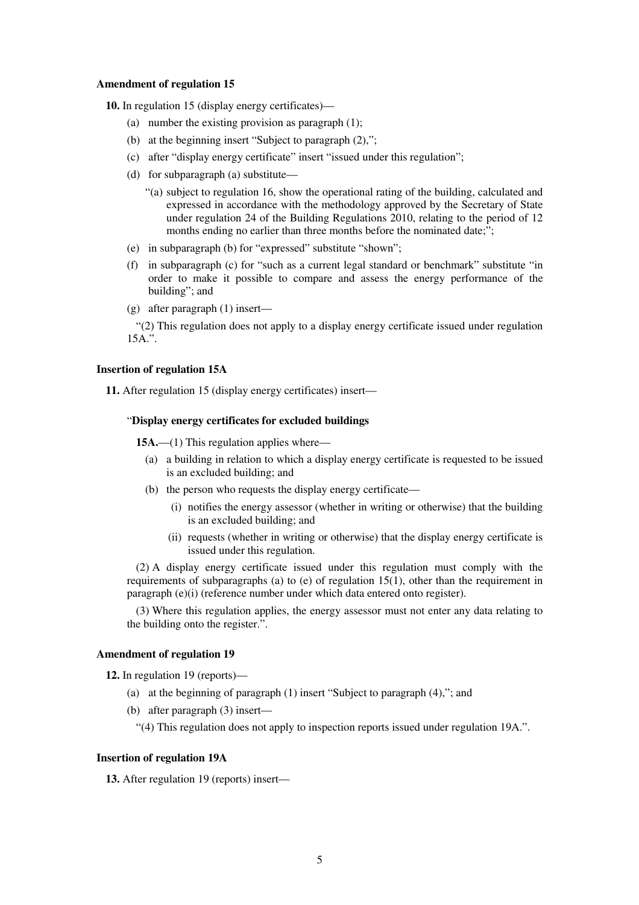**Amendment of regulation 15**

**10.** In regulation 15 (display energy certificates)—

(a) number the existing provision as paragraph (1);

(b) at the beginning insert "Subject to paragraph (2),";

(c) after "display energy certificate" insert "issued under this regulation";

(d) for subparagraph (a) substitute—

"(a) subject to regulation 16, show the operational rating of the building, calculated and expressed in accordance with the methodology approved by the Secretary of State under regulation 24 of the Building Regulations 2010, relating to the period of 12 months ending no earlier than three months before the nominated date;";

(e) in subparagraph (b) for "expressed" substitute "shown";

(f) in subparagraph (c) for "such as a current legal standard or benchmark" substitute "in order to make it possible to compare and assess the energy performance of the building"; and

(g) after paragraph (1) insert—

"(2) This regulation does not apply to a display energy certificate issued under regulation 15A.".

**Insertion of regulation 15A**

**11.** After regulation 15 (display energy certificates) insert—

"**Display energy certificates for excluded buildings**

**15A.**—(1) This regulation applies where—

(a) a building in relation to which a display energy certificate is requested to be issued is an excluded building; and

(b) the person who requests the display energy certificate—

(i) notifies the energy assessor (whether in writing or otherwise) that the building is an excluded building; and

(ii) requests (whether in writing or otherwise) that the display energy certificate is issued under this regulation.

(2) A display energy certificate issued under this regulation must comply with the requirements of subparagraphs (a) to (e) of regulation 15(1), other than the requirement in paragraph (e)(i) (reference number under which data entered onto register).

(3) Where this regulation applies, the energy assessor must not enter any data relating to the building onto the register.".

**Amendment of regulation 19**

**12.** In regulation 19 (reports)—

(a) at the beginning of paragraph (1) insert "Subject to paragraph (4),"; and

(b) after paragraph (3) insert—

"(4) This regulation does not apply to inspection reports issued under regulation 19A.".

**Insertion of regulation 19A**

**13.** After regulation 19 (reports) insert—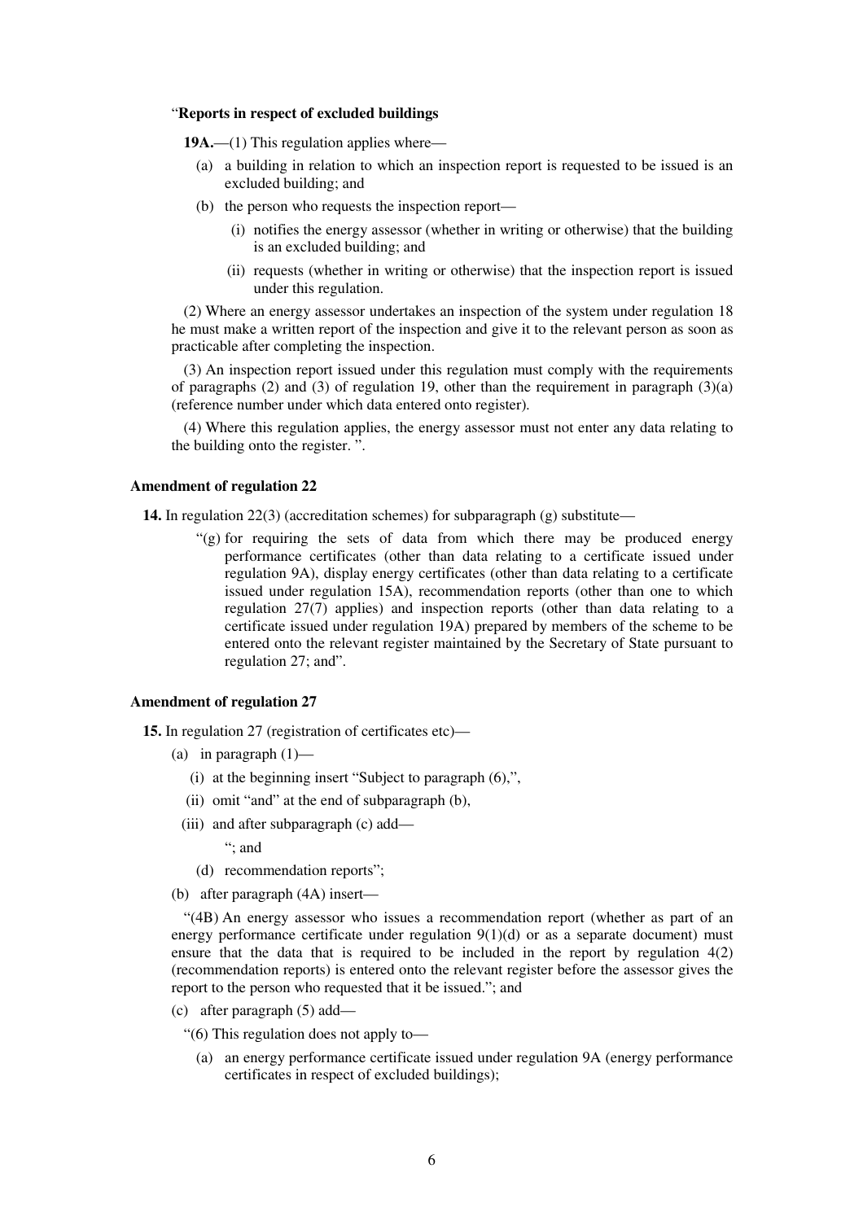"**Reports in respect of excluded buildings**

**19A.**—(1) This regulation applies where—

(a) a building in relation to which an inspection report is requested to be issued is an excluded building; and

(b) the person who requests the inspection report—

(i) notifies the energy assessor (whether in writing or otherwise) that the building is an excluded building; and

(ii) requests (whether in writing or otherwise) that the inspection report is issued under this regulation.

(2) Where an energy assessor undertakes an inspection of the system under regulation 18 he must make a written report of the inspection and give it to the relevant person as soon as practicable after completing the inspection.

(3) An inspection report issued under this regulation must comply with the requirements of paragraphs (2) and (3) of regulation 19, other than the requirement in paragraph (3)(a) (reference number under which data entered onto register).

(4) Where this regulation applies, the energy assessor must not enter any data relating to the building onto the register. ".

**Amendment of regulation 22**

**14.** In regulation 22(3) (accreditation schemes) for subparagraph (g) substitute—

"(g) for requiring the sets of data from which there may be produced energy performance certificates (other than data relating to a certificate issued under regulation 9A), display energy certificates (other than data relating to a certificate issued under regulation 15A), recommendation reports (other than one to which regulation 27(7) applies) and inspection reports (other than data relating to a certificate issued under regulation 19A) prepared by members of the scheme to be entered onto the relevant register maintained by the Secretary of State pursuant to regulation 27; and".

**Amendment of regulation 27**

**15.** In regulation 27 (registration of certificates etc)—

(a) in paragraph (1)—

(i) at the beginning insert "Subject to paragraph (6),",

(ii) omit "and" at the end of subparagraph (b),

(iii) and after subparagraph (c) add—

"; and

(d) recommendation reports";

(b) after paragraph (4A) insert—

"(4B) An energy assessor who issues a recommendation report (whether as part of an energy performance certificate under regulation 9(1)(d) or as a separate document) must ensure that the data that is required to be included in the report by regulation 4(2) (recommendation reports) is entered onto the relevant register before the assessor gives the report to the person who requested that it be issued."; and

(c) after paragraph (5) add—

"(6) This regulation does not apply to—

(a) an energy performance certificate issued under regulation 9A (energy performance certificates in respect of excluded buildings);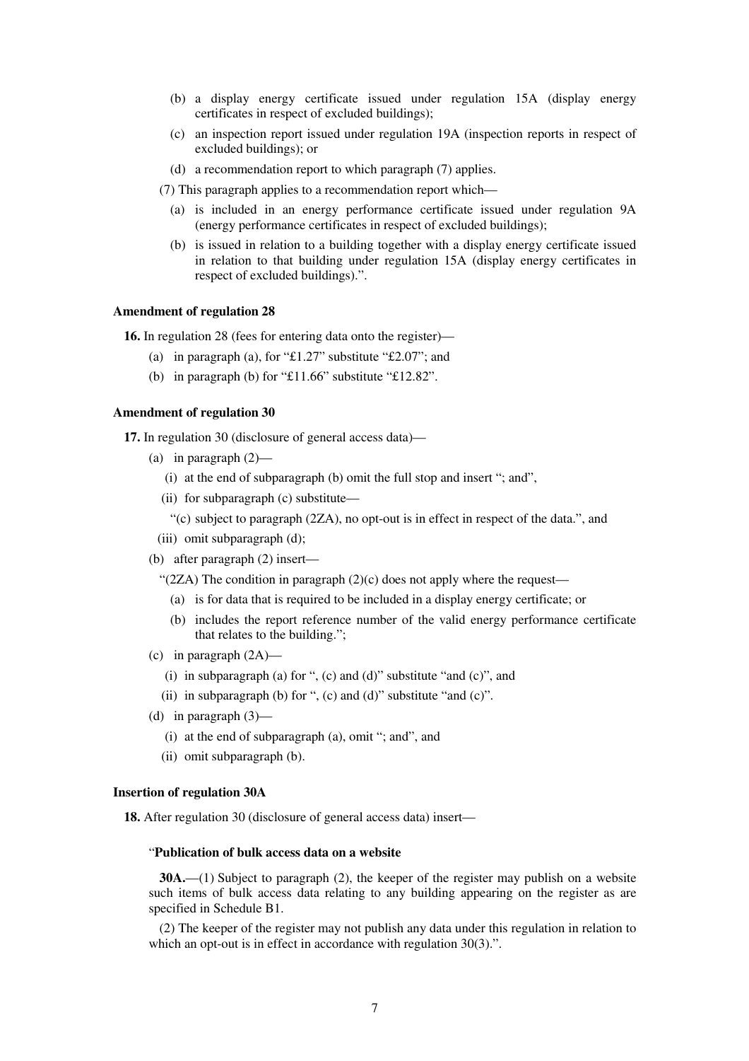(b) a display energy certificate issued under regulation 15A (display energy certificates in respect of excluded buildings);

(c) an inspection report issued under regulation 19A (inspection reports in respect of excluded buildings); or

(d) a recommendation report to which paragraph (7) applies.

(7) This paragraph applies to a recommendation report which—

(a) is included in an energy performance certificate issued under regulation 9A (energy performance certificates in respect of excluded buildings);

(b) is issued in relation to a building together with a display energy certificate issued in relation to that building under regulation 15A (display energy certificates in respect of excluded buildings).".

#### Amendment of regulation 28

**16.** In regulation 28 (fees for entering data onto the register)—

(a) in paragraph (a), for "£1.27" substitute "£2.07"; and

(b) in paragraph (b) for "£11.66" substitute "£12.82".

#### Amendment of regulation 30

**17.** In regulation 30 (disclosure of general access data)—

(a) in paragraph (2)—

(i) at the end of subparagraph (b) omit the full stop and insert "; and",

(ii) for subparagraph (c) substitute—

"(c) subject to paragraph (2ZA), no opt-out is in effect in respect of the data.", and

(iii) omit subparagraph (d);

(b) after paragraph (2) insert—

"(2ZA) The condition in paragraph (2)(c) does not apply where the request—

(a) is for data that is required to be included in a display energy certificate; or

(b) includes the report reference number of the valid energy performance certificate that relates to the building.";

(c) in paragraph (2A)—

(i) in subparagraph (a) for ", (c) and (d)" substitute "and (c)", and

(ii) in subparagraph (b) for ", (c) and (d)" substitute "and (c)".

(d) in paragraph (3)—

(i) at the end of subparagraph (a), omit "; and", and

(ii) omit subparagraph (b).

#### Insertion of regulation 30A

**18.** After regulation 30 (disclosure of general access data) insert—

"**Publication of bulk access data on a website**

**30A.**—(1) Subject to paragraph (2), the keeper of the register may publish on a website such items of bulk access data relating to any building appearing on the register as are specified in Schedule B1.

(2) The keeper of the register may not publish any data under this regulation in relation to which an opt-out is in effect in accordance with regulation 30(3).".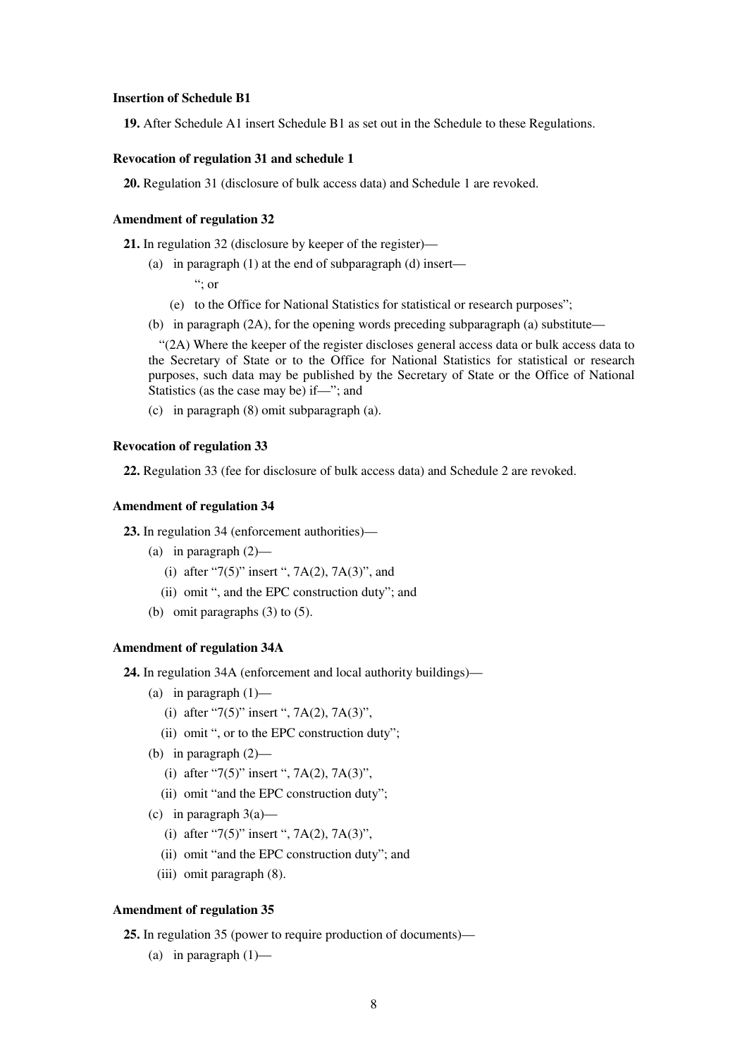**Insertion of Schedule B1**

**19.** After Schedule A1 insert Schedule B1 as set out in the Schedule to these Regulations.

**Revocation of regulation 31 and schedule 1**

**20.** Regulation 31 (disclosure of bulk access data) and Schedule 1 are revoked.

**Amendment of regulation 32**

**21.** In regulation 32 (disclosure by keeper of the register)—

(a) in paragraph (1) at the end of subparagraph (d) insert—

"; or

(e) to the Office for National Statistics for statistical or research purposes";

(b) in paragraph (2A), for the opening words preceding subparagraph (a) substitute—

"(2A) Where the keeper of the register discloses general access data or bulk access data to the Secretary of State or to the Office for National Statistics for statistical or research purposes, such data may be published by the Secretary of State or the Office of National Statistics (as the case may be) if—"; and

(c) in paragraph (8) omit subparagraph (a).

**Revocation of regulation 33**

**22.** Regulation 33 (fee for disclosure of bulk access data) and Schedule 2 are revoked.

**Amendment of regulation 34**

**23.** In regulation 34 (enforcement authorities)—

(a) in paragraph (2)—

(i) after "7(5)" insert ", 7A(2), 7A(3)", and

(ii) omit ", and the EPC construction duty"; and

(b) omit paragraphs (3) to (5).

**Amendment of regulation 34A**

**24.** In regulation 34A (enforcement and local authority buildings)—

(a) in paragraph (1)—

(i) after "7(5)" insert ", 7A(2), 7A(3)",

(ii) omit ", or to the EPC construction duty";

(b) in paragraph (2)—

(i) after "7(5)" insert ", 7A(2), 7A(3)",

(ii) omit "and the EPC construction duty";

(c) in paragraph 3(a)—

(i) after "7(5)" insert ", 7A(2), 7A(3)",

(ii) omit "and the EPC construction duty"; and

(iii) omit paragraph (8).

**Amendment of regulation 35**

**25.** In regulation 35 (power to require production of documents)—

(a) in paragraph (1)—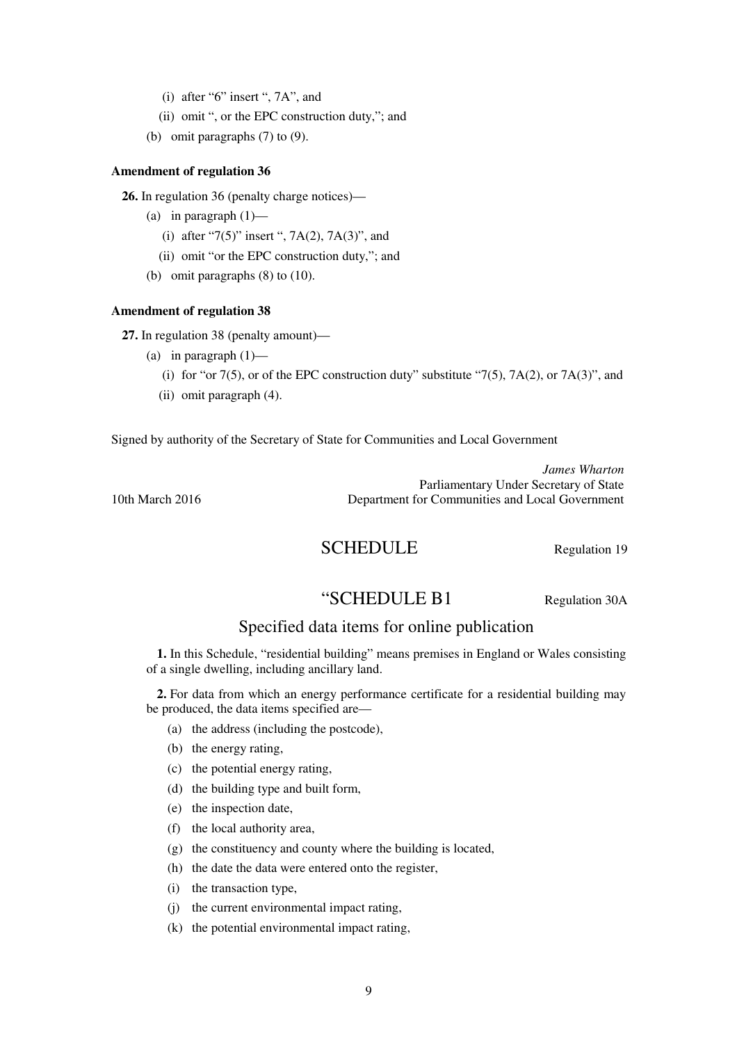(i) after "6" insert ", 7A", and

(ii) omit ", or the EPC construction duty,"; and

(b) omit paragraphs (7) to (9).

**Amendment of regulation 36**

**26.** In regulation 36 (penalty charge notices)—

(a) in paragraph (1)—

(i) after "7(5)" insert ", 7A(2), 7A(3)", and

(ii) omit "or the EPC construction duty,"; and

(b) omit paragraphs (8) to (10).

**Amendment of regulation 38**

**27.** In regulation 38 (penalty amount)—

(a) in paragraph (1)—

(i) for "or 7(5), or of the EPC construction duty" substitute "7(5), 7A(2), or 7A(3)", and

(ii) omit paragraph (4).

Signed by authority of the Secretary of State for Communities and Local Government

*James Wharton*
Parliamentary Under Secretary of State
Department for Communities and Local Government

10th March 2016

# SCHEDULE

Regulation 19

## "SCHEDULE B1

Regulation 30A

### Specified data items for online publication

**1.** In this Schedule, "residential building" means premises in England or Wales consisting of a single dwelling, including ancillary land.

**2.** For data from which an energy performance certificate for a residential building may be produced, the data items specified are—

(a) the address (including the postcode),

(b) the energy rating,

(c) the potential energy rating,

(d) the building type and built form,

(e) the inspection date,

(f) the local authority area,

(g) the constituency and county where the building is located,

(h) the date the data were entered onto the register,

(i) the transaction type,

(j) the current environmental impact rating,

(k) the potential environmental impact rating,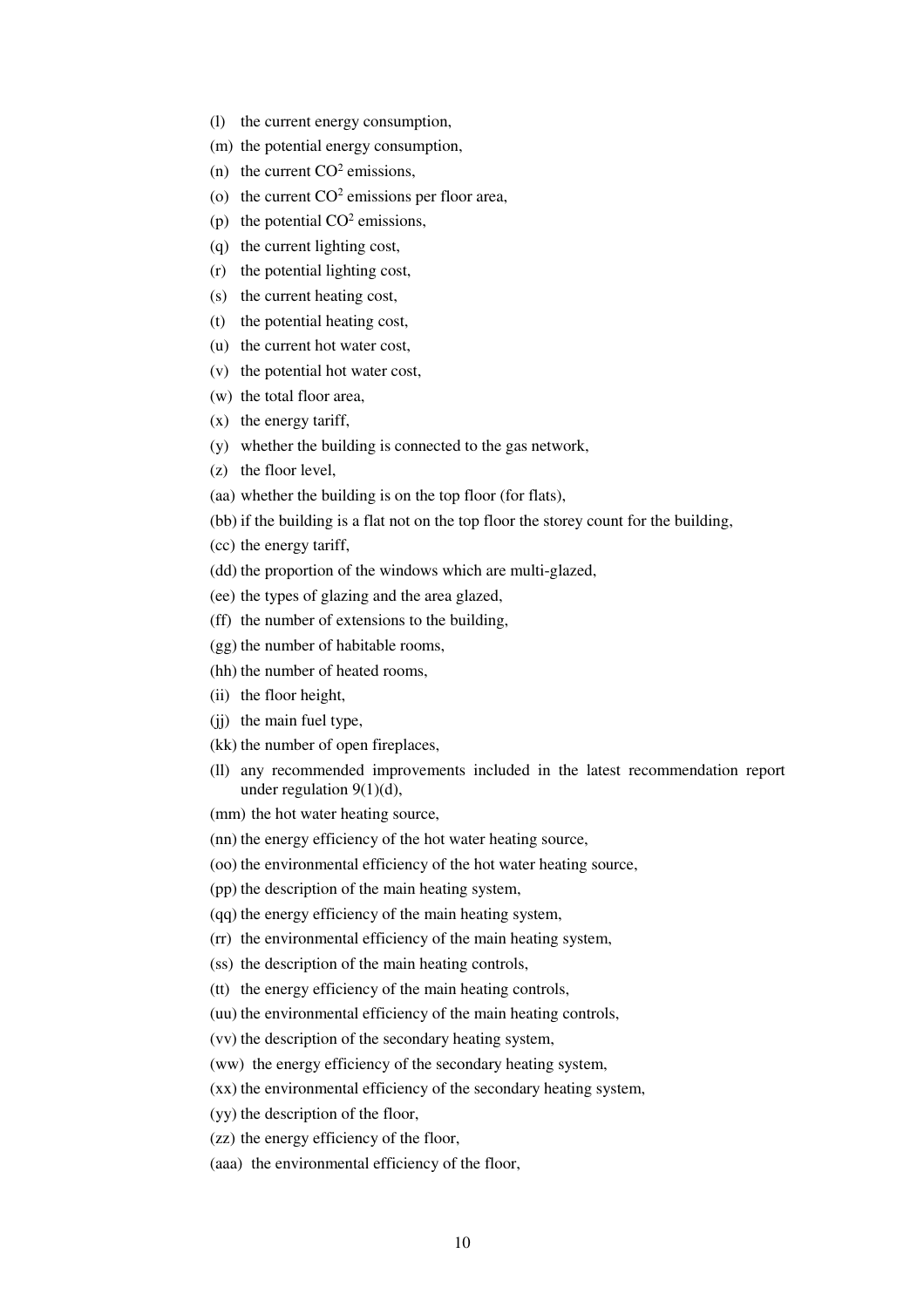(l) the current energy consumption,

(m) the potential energy consumption,

(n) the current $CO^2$ emissions,

(o) the current $CO^2$ emissions per floor area,

(p) the potential $CO^2$ emissions,

(q) the current lighting cost,

(r) the potential lighting cost,

(s) the current heating cost,

(t) the potential heating cost,

(u) the current hot water cost,

(v) the potential hot water cost,

(w) the total floor area,

(x) the energy tariff,

(y) whether the building is connected to the gas network,

(z) the floor level,

(aa) whether the building is on the top floor (for flats),

(bb) if the building is a flat not on the top floor the storey count for the building,

(cc) the energy tariff,

(dd) the proportion of the windows which are multi-glazed,

(ee) the types of glazing and the area glazed,

(ff) the number of extensions to the building,

(gg) the number of habitable rooms,

(hh) the number of heated rooms,

(ii) the floor height,

(jj) the main fuel type,

(kk) the number of open fireplaces,

(ll) any recommended improvements included in the latest recommendation report under regulation 9(1)(d),

(mm) the hot water heating source,

(nn) the energy efficiency of the hot water heating source,

(oo) the environmental efficiency of the hot water heating source,

(pp) the description of the main heating system,

(qq) the energy efficiency of the main heating system,

(rr) the environmental efficiency of the main heating system,

(ss) the description of the main heating controls,

(tt) the energy efficiency of the main heating controls,

(uu) the environmental efficiency of the main heating controls,

(vv) the description of the secondary heating system,

(ww) the energy efficiency of the secondary heating system,

(xx) the environmental efficiency of the secondary heating system,

(yy) the description of the floor,

(zz) the energy efficiency of the floor,

(aaa) the environmental efficiency of the floor,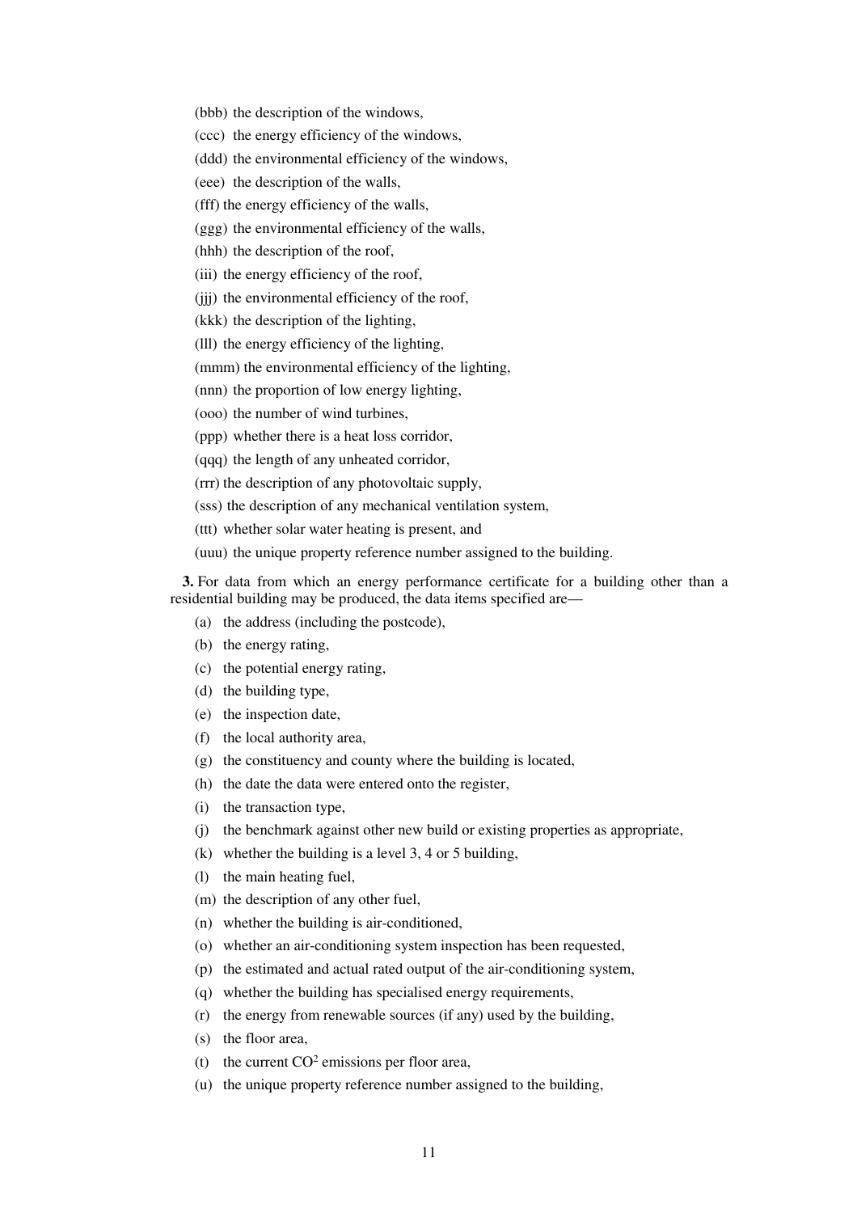(bbb) the description of the windows,

(ccc) the energy efficiency of the windows,

(ddd) the environmental efficiency of the windows,

(eee) the description of the walls,

(fff) the energy efficiency of the walls,

(ggg) the environmental efficiency of the walls,

(hhh) the description of the roof,

(iii) the energy efficiency of the roof,

(jjj) the environmental efficiency of the roof,

(kkk) the description of the lighting,

(lll) the energy efficiency of the lighting,

(mmm) the environmental efficiency of the lighting,

(nnn) the proportion of low energy lighting,

(ooo) the number of wind turbines,

(ppp) whether there is a heat loss corridor,

(qqq) the length of any unheated corridor,

(rrr) the description of any photovoltaic supply,

(sss) the description of any mechanical ventilation system,

(ttt) whether solar water heating is present, and

(uuu) the unique property reference number assigned to the building.

**3.** For data from which an energy performance certificate for a building other than a residential building may be produced, the data items specified are—

(a) the address (including the postcode),

(b) the energy rating,

(c) the potential energy rating,

(d) the building type,

(e) the inspection date,

(f) the local authority area,

(g) the constituency and county where the building is located,

(h) the date the data were entered onto the register,

(i) the transaction type,

(j) the benchmark against other new build or existing properties as appropriate,

(k) whether the building is a level 3, 4 or 5 building,

(l) the main heating fuel,

(m) the description of any other fuel,

(n) whether the building is air-conditioned,

(o) whether an air-conditioning system inspection has been requested,

(p) the estimated and actual rated output of the air-conditioning system,

(q) whether the building has specialised energy requirements,

(r) the energy from renewable sources (if any) used by the building,

(s) the floor area,

(t) the current $CO^2$ emissions per floor area,

(u) the unique property reference number assigned to the building,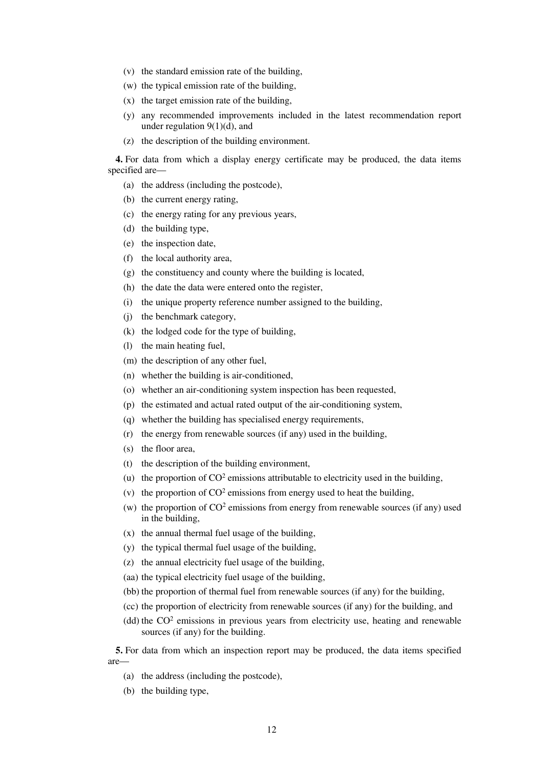(v) the standard emission rate of the building,

(w) the typical emission rate of the building,

(x) the target emission rate of the building,

(y) any recommended improvements included in the latest recommendation report under regulation 9(1)(d), and

(z) the description of the building environment.

**4.** For data from which a display energy certificate may be produced, the data items specified are—

(a) the address (including the postcode),

(b) the current energy rating,

(c) the energy rating for any previous years,

(d) the building type,

(e) the inspection date,

(f) the local authority area,

(g) the constituency and county where the building is located,

(h) the date the data were entered onto the register,

(i) the unique property reference number assigned to the building,

(j) the benchmark category,

(k) the lodged code for the type of building,

(l) the main heating fuel,

(m) the description of any other fuel,

(n) whether the building is air-conditioned,

(o) whether an air-conditioning system inspection has been requested,

(p) the estimated and actual rated output of the air-conditioning system,

(q) whether the building has specialised energy requirements,

(r) the energy from renewable sources (if any) used in the building,

(s) the floor area,

(t) the description of the building environment,

(u) the proportion of $CO^2$ emissions attributable to electricity used in the building,

(v) the proportion of $CO^2$ emissions from energy used to heat the building,

(w) the proportion of $CO^2$ emissions from energy from renewable sources (if any) used in the building,

(x) the annual thermal fuel usage of the building,

(y) the typical thermal fuel usage of the building,

(z) the annual electricity fuel usage of the building,

(aa) the typical electricity fuel usage of the building,

(bb) the proportion of thermal fuel from renewable sources (if any) for the building,

(cc) the proportion of electricity from renewable sources (if any) for the building, and

(dd) the $CO^2$ emissions in previous years from electricity use, heating and renewable sources (if any) for the building.

**5.** For data from which an inspection report may be produced, the data items specified are—

(a) the address (including the postcode),

(b) the building type,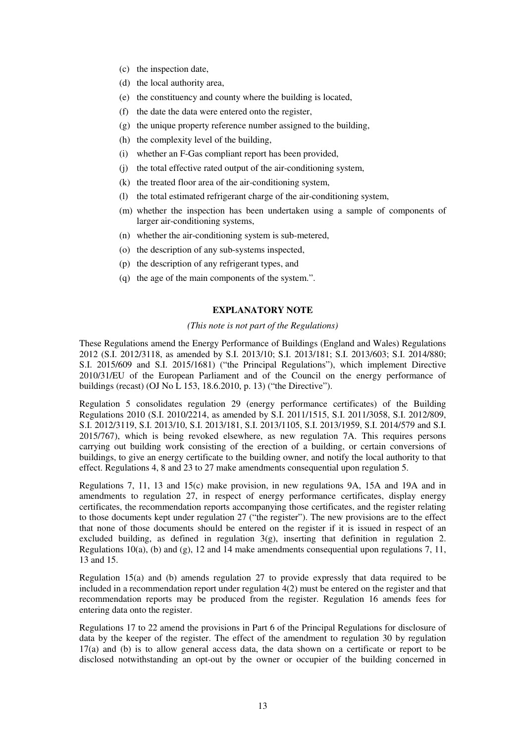(c) the inspection date,

(d) the local authority area,

(e) the constituency and county where the building is located,

(f) the date the data were entered onto the register,

(g) the unique property reference number assigned to the building,

(h) the complexity level of the building,

(i) whether an F-Gas compliant report has been provided,

(j) the total effective rated output of the air-conditioning system,

(k) the treated floor area of the air-conditioning system,

(l) the total estimated refrigerant charge of the air-conditioning system,

(m) whether the inspection has been undertaken using a sample of components of larger air-conditioning systems,

(n) whether the air-conditioning system is sub-metered,

(o) the description of any sub-systems inspected,

(p) the description of any refrigerant types, and

(q) the age of the main components of the system.".

## EXPLANATORY NOTE

*(This note is not part of the Regulations)*

These Regulations amend the Energy Performance of Buildings (England and Wales) Regulations 2012 (S.I. 2012/3118, as amended by S.I. 2013/10; S.I. 2013/181; S.I. 2013/603; S.I. 2014/880; S.I. 2015/609 and S.I. 2015/1681) ("the Principal Regulations"), which implement Directive 2010/31/EU of the European Parliament and of the Council on the energy performance of buildings (recast) (OJ No L 153, 18.6.2010, p. 13) ("the Directive").

Regulation 5 consolidates regulation 29 (energy performance certificates) of the Building Regulations 2010 (S.I. 2010/2214, as amended by S.I. 2011/1515, S.I. 2011/3058, S.I. 2012/809, S.I. 2012/3119, S.I. 2013/10, S.I. 2013/181, S.I. 2013/1105, S.I. 2013/1959, S.I. 2014/579 and S.I. 2015/767), which is being revoked elsewhere, as new regulation 7A. This requires persons carrying out building work consisting of the erection of a building, or certain conversions of buildings, to give an energy certificate to the building owner, and notify the local authority to that effect. Regulations 4, 8 and 23 to 27 make amendments consequential upon regulation 5.

Regulations 7, 11, 13 and 15(c) make provision, in new regulations 9A, 15A and 19A and in amendments to regulation 27, in respect of energy performance certificates, display energy certificates, the recommendation reports accompanying those certificates, and the register relating to those documents kept under regulation 27 ("the register"). The new provisions are to the effect that none of those documents should be entered on the register if it is issued in respect of an excluded building, as defined in regulation 3(g), inserting that definition in regulation 2. Regulations 10(a), (b) and (g), 12 and 14 make amendments consequential upon regulations 7, 11, 13 and 15.

Regulation 15(a) and (b) amends regulation 27 to provide expressly that data required to be included in a recommendation report under regulation 4(2) must be entered on the register and that recommendation reports may be produced from the register. Regulation 16 amends fees for entering data onto the register.

Regulations 17 to 22 amend the provisions in Part 6 of the Principal Regulations for disclosure of data by the keeper of the register. The effect of the amendment to regulation 30 by regulation 17(a) and (b) is to allow general access data, the data shown on a certificate or report to be disclosed notwithstanding an opt-out by the owner or occupier of the building concerned in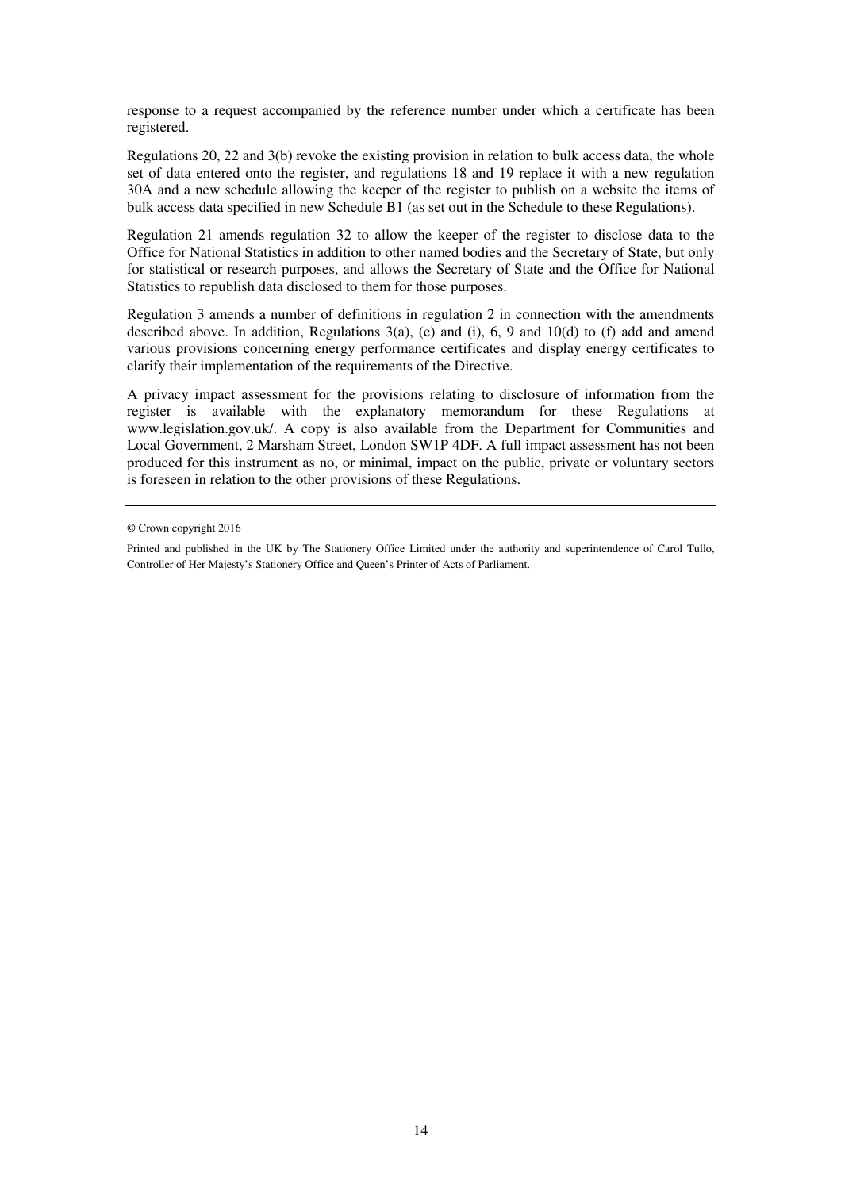response to a request accompanied by the reference number under which a certificate has been registered.

Regulations 20, 22 and 3(b) revoke the existing provision in relation to bulk access data, the whole set of data entered onto the register, and regulations 18 and 19 replace it with a new regulation 30A and a new schedule allowing the keeper of the register to publish on a website the items of bulk access data specified in new Schedule B1 (as set out in the Schedule to these Regulations).

Regulation 21 amends regulation 32 to allow the keeper of the register to disclose data to the Office for National Statistics in addition to other named bodies and the Secretary of State, but only for statistical or research purposes, and allows the Secretary of State and the Office for National Statistics to republish data disclosed to them for those purposes.

Regulation 3 amends a number of definitions in regulation 2 in connection with the amendments described above. In addition, Regulations 3(a), (e) and (i), 6, 9 and 10(d) to (f) add and amend various provisions concerning energy performance certificates and display energy certificates to clarify their implementation of the requirements of the Directive.

A privacy impact assessment for the provisions relating to disclosure of information from the register is available with the explanatory memorandum for these Regulations at www.legislation.gov.uk/. A copy is also available from the Department for Communities and Local Government, 2 Marsham Street, London SW1P 4DF. A full impact assessment has not been produced for this instrument as no, or minimal, impact on the public, private or voluntary sectors is foreseen in relation to the other provisions of these Regulations.

---

© Crown copyright 2016

Printed and published in the UK by The Stationery Office Limited under the authority and superintendence of Carol Tullo, Controller of Her Majesty's Stationery Office and Queen's Printer of Acts of Parliament.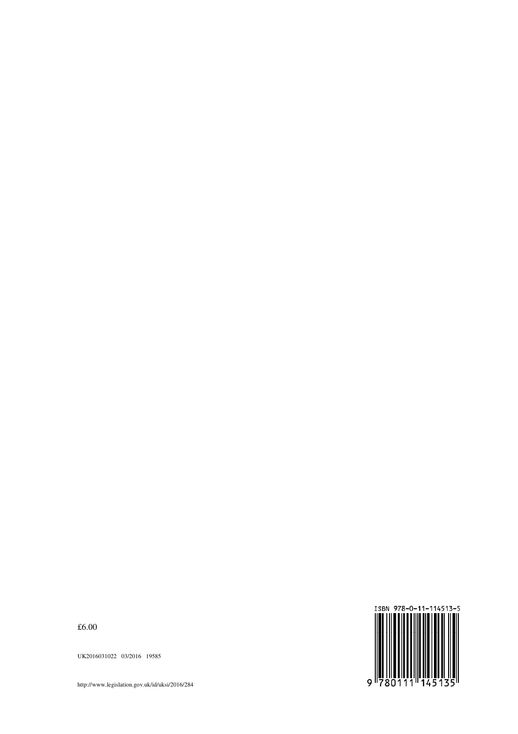£6.00

UK2016031022 03/2016 19585

http://www.legislation.gov.uk/id/uksi/2016/284

ISBN 978-0-11-114513-5

9 780111 145135